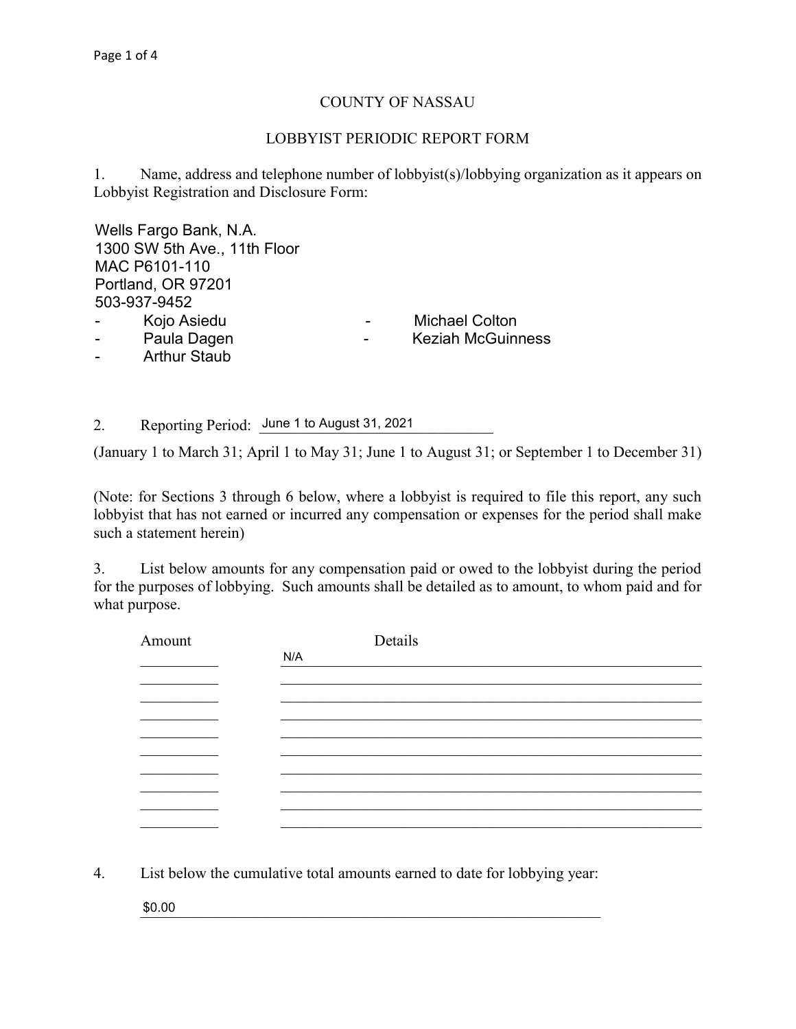# COUNTY OF NASSAU

## LOBBYIST PERIODIC REPORT FORM

1. Name, address and telephone number of lobbyist(s)/lobbying organization as it appears on Lobbyist Registration and Disclosure Form:

Wells Fargo Bank, N.A.
1300 SW 5th Ave., 11th Floor
MAC P6101-110
Portland, OR 97201
503-937-9452

- Kojo Asiedu
- Michael Colton
- Paula Dagen
- Keziah McGuinness
- Arthur Staub

2. Reporting Period: June 1 to August 31, 2021

(January 1 to March 31; April 1 to May 31; June 1 to August 31; or September 1 to December 31)

(Note: for Sections 3 through 6 below, where a lobbyist is required to file this report, any such lobbyist that has not earned or incurred any compensation or expenses for the period shall make such a statement herein)

3. List below amounts for any compensation paid or owed to the lobbyist during the period for the purposes of lobbying. Such amounts shall be detailed as to amount, to whom paid and for what purpose.

| Amount | Details |
|---|---|
| | N/A |

4. List below the cumulative total amounts earned to date for lobbying year:

$0.00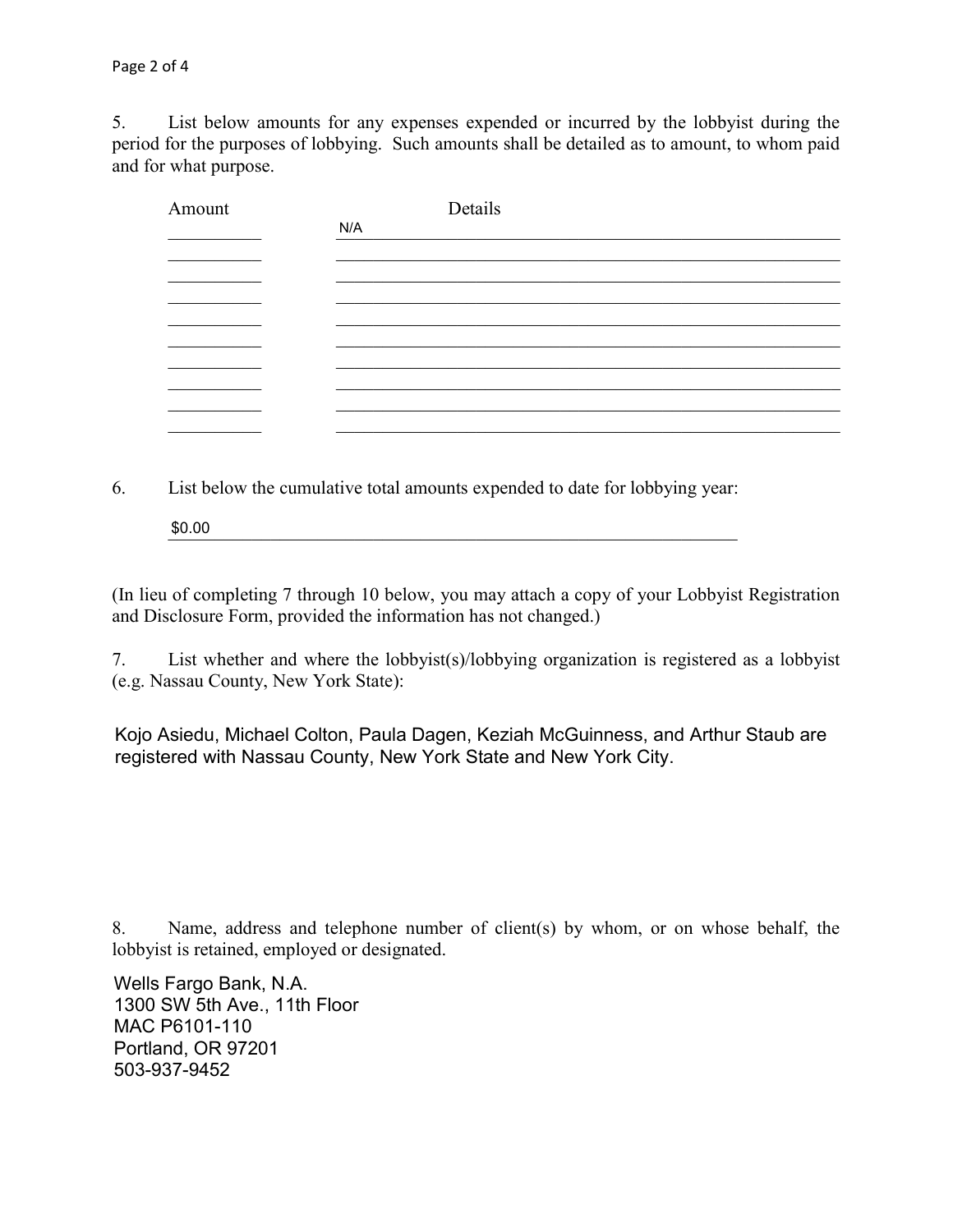5. List below amounts for any expenses expended or incurred by the lobbyist during the period for the purposes of lobbying. Such amounts shall be detailed as to amount, to whom paid and for what purpose.

| Amount | Details |
| --- | --- |
| | N/A |
| | |
| | |
| | |
| | |
| | |
| | |
| | |
| | |
| | |

6. List below the cumulative total amounts expended to date for lobbying year:

$0.00

(In lieu of completing 7 through 10 below, you may attach a copy of your Lobbyist Registration and Disclosure Form, provided the information has not changed.)

7. List whether and where the lobbyist(s)/lobbying organization is registered as a lobbyist (e.g. Nassau County, New York State):

Kojo Asiedu, Michael Colton, Paula Dagen, Keziah McGuinness, and Arthur Staub are registered with Nassau County, New York State and New York City.

8. Name, address and telephone number of client(s) by whom, or on whose behalf, the lobbyist is retained, employed or designated.

Wells Fargo Bank, N.A.
1300 SW 5th Ave., 11th Floor
MAC P6101-110
Portland, OR 97201
503-937-9452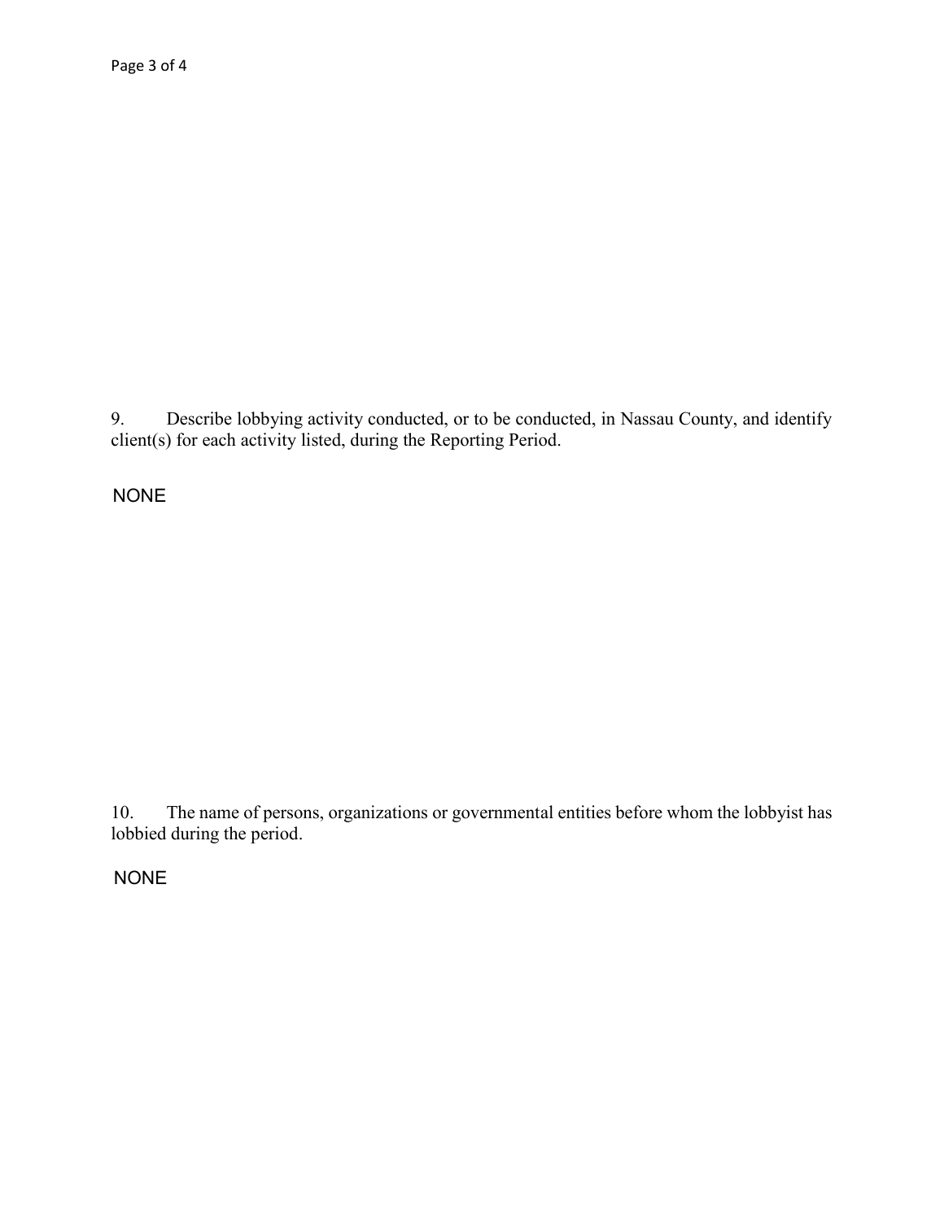9. Describe lobbying activity conducted, or to be conducted, in Nassau County, and identify client(s) for each activity listed, during the Reporting Period.

NONE

10. The name of persons, organizations or governmental entities before whom the lobbyist has lobbied during the period.

NONE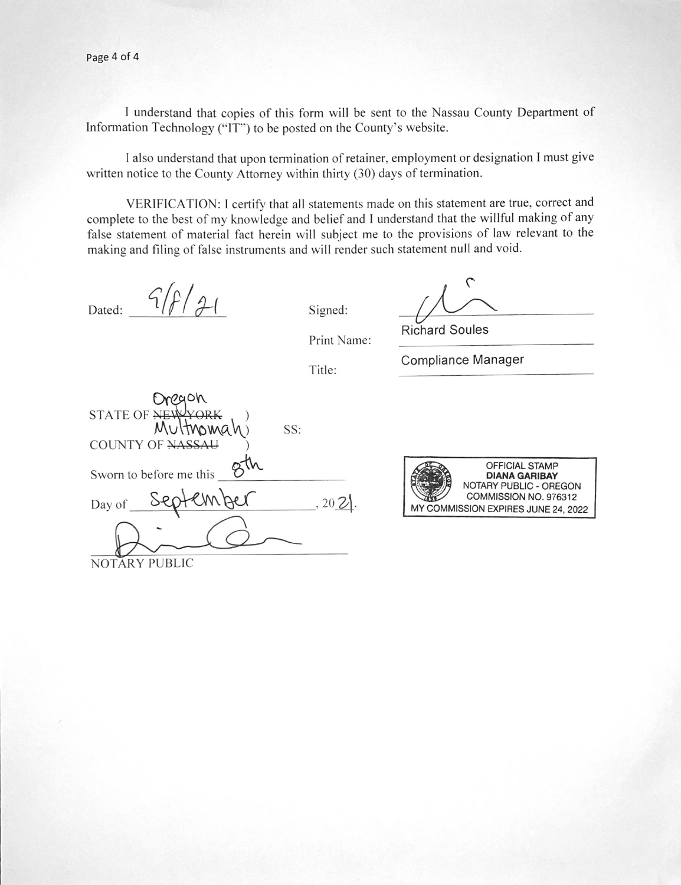I understand that copies of this form will be sent to the Nassau County Department of Information Technology ("IT") to be posted on the County's website.

I also understand that upon termination of retainer, employment or designation I must give written notice to the County Attorney within thirty (30) days of termination.

VERIFICATION: I certify that all statements made on this statement are true, correct and complete to the best of my knowledge and belief and I understand that the willful making of any false statement of material fact herein will subject me to the provisions of law relevant to the making and filing of false instruments and will render such statement null and void.

Dated: 9/8/21

Signed: [signature]

Print Name: Richard Soules

Title: Compliance Manager

STATE OF ~~NEW YORK~~ Oregon )
) SS:
COUNTY OF ~~NASSAU~~ Multnomah )

Sworn to before me this 8th

Day of September, 2021.

[signature]

NOTARY PUBLIC

OFFICIAL STAMP
**DIANA GARIBAY**
NOTARY PUBLIC - OREGON
COMMISSION NO. 976312
MY COMMISSION EXPIRES JUNE 24, 2022